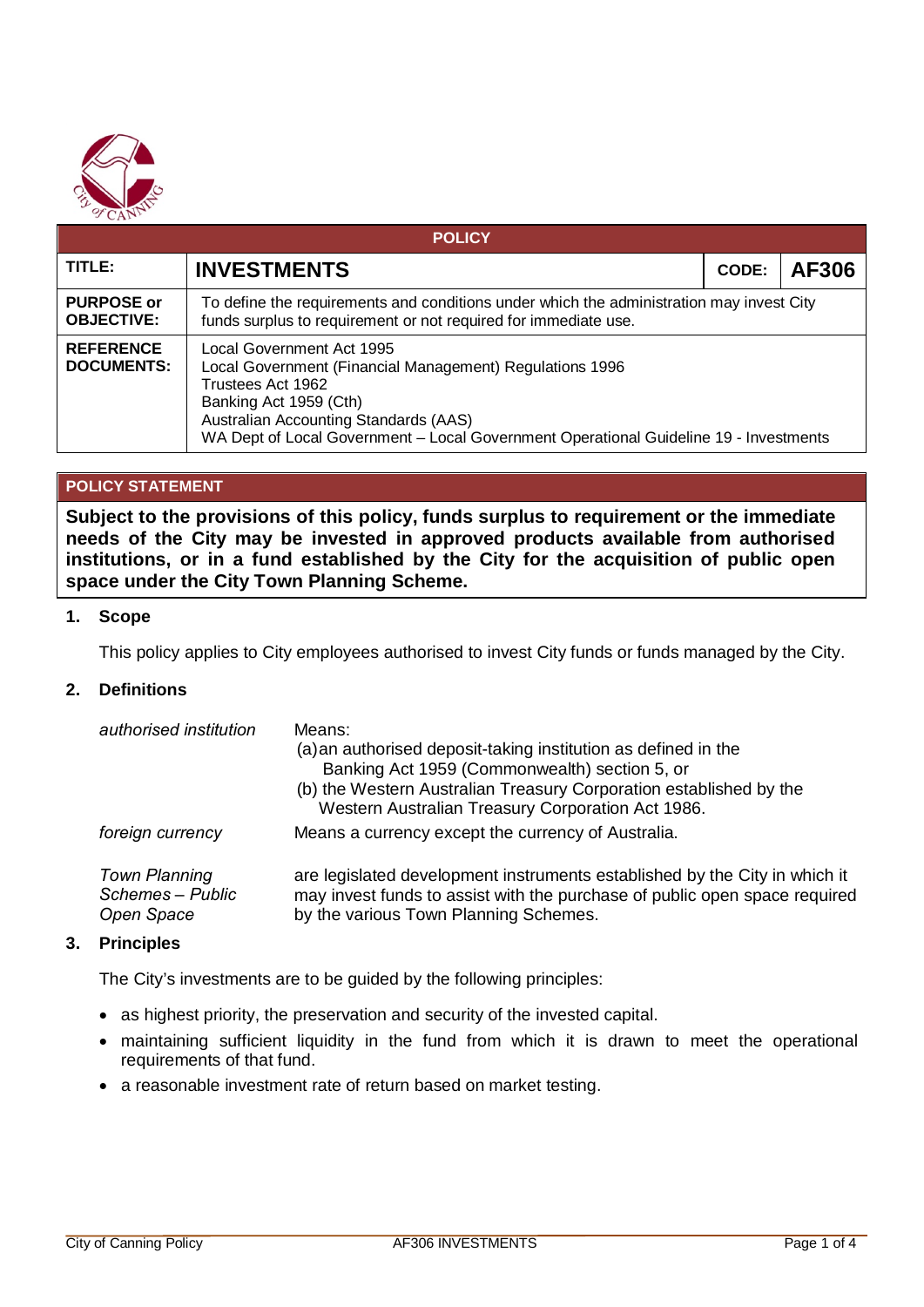| POLICY | | | |
|---|---|---|---|
| **TITLE:** | **INVESTMENTS** | **CODE:** | **AF306** |
| **PURPOSE or OBJECTIVE:** | To define the requirements and conditions under which the administration may invest City funds surplus to requirement or not required for immediate use. | | |
| **REFERENCE DOCUMENTS:** | Local Government Act 1995<br>Local Government (Financial Management) Regulations 1996<br>Trustees Act 1962<br>Banking Act 1959 (Cth)<br>Australian Accounting Standards (AAS)<br>WA Dept of Local Government – Local Government Operational Guideline 19 - Investments | | |

## POLICY STATEMENT

**Subject to the provisions of this policy, funds surplus to requirement or the immediate needs of the City may be invested in approved products available from authorised institutions, or in a fund established by the City for the acquisition of public open space under the City Town Planning Scheme.**

### 1. Scope

This policy applies to City employees authorised to invest City funds or funds managed by the City.

### 2. Definitions

| | |
|---|---|
| *authorised institution* | Means:<br>(a) an authorised deposit-taking institution as defined in the Banking Act 1959 (Commonwealth) section 5, or<br>(b) the Western Australian Treasury Corporation established by the Western Australian Treasury Corporation Act 1986. |
| *foreign currency* | Means a currency except the currency of Australia. |
| *Town Planning Schemes – Public Open Space* | are legislated development instruments established by the City in which it may invest funds to assist with the purchase of public open space required by the various Town Planning Schemes. |

### 3. Principles

The City's investments are to be guided by the following principles:

- as highest priority, the preservation and security of the invested capital.
- maintaining sufficient liquidity in the fund from which it is drawn to meet the operational requirements of that fund.
- a reasonable investment rate of return based on market testing.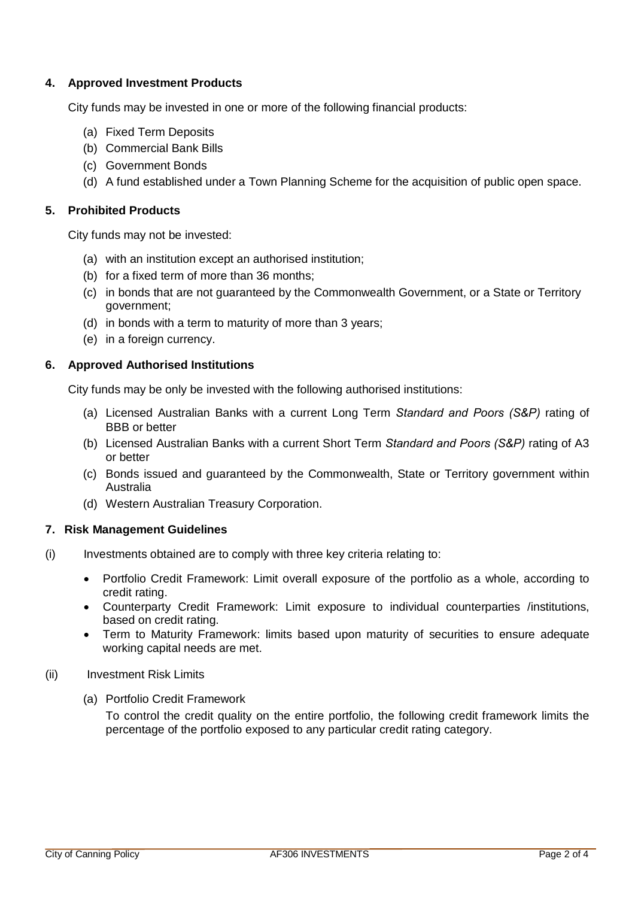## 4. Approved Investment Products

City funds may be invested in one or more of the following financial products:

(a) Fixed Term Deposits
(b) Commercial Bank Bills
(c) Government Bonds
(d) A fund established under a Town Planning Scheme for the acquisition of public open space.

## 5. Prohibited Products

City funds may not be invested:

(a) with an institution except an authorised institution;
(b) for a fixed term of more than 36 months;
(c) in bonds that are not guaranteed by the Commonwealth Government, or a State or Territory government;
(d) in bonds with a term to maturity of more than 3 years;
(e) in a foreign currency.

## 6. Approved Authorised Institutions

City funds may be only be invested with the following authorised institutions:

(a) Licensed Australian Banks with a current Long Term *Standard and Poors (S&P)* rating of BBB or better
(b) Licensed Australian Banks with a current Short Term *Standard and Poors (S&P)* rating of A3 or better
(c) Bonds issued and guaranteed by the Commonwealth, State or Territory government within Australia
(d) Western Australian Treasury Corporation.

## 7. Risk Management Guidelines

(i) Investments obtained are to comply with three key criteria relating to:

- Portfolio Credit Framework: Limit overall exposure of the portfolio as a whole, according to credit rating.
- Counterparty Credit Framework: Limit exposure to individual counterparties /institutions, based on credit rating.
- Term to Maturity Framework: limits based upon maturity of securities to ensure adequate working capital needs are met.

(ii) Investment Risk Limits

(a) Portfolio Credit Framework

To control the credit quality on the entire portfolio, the following credit framework limits the percentage of the portfolio exposed to any particular credit rating category.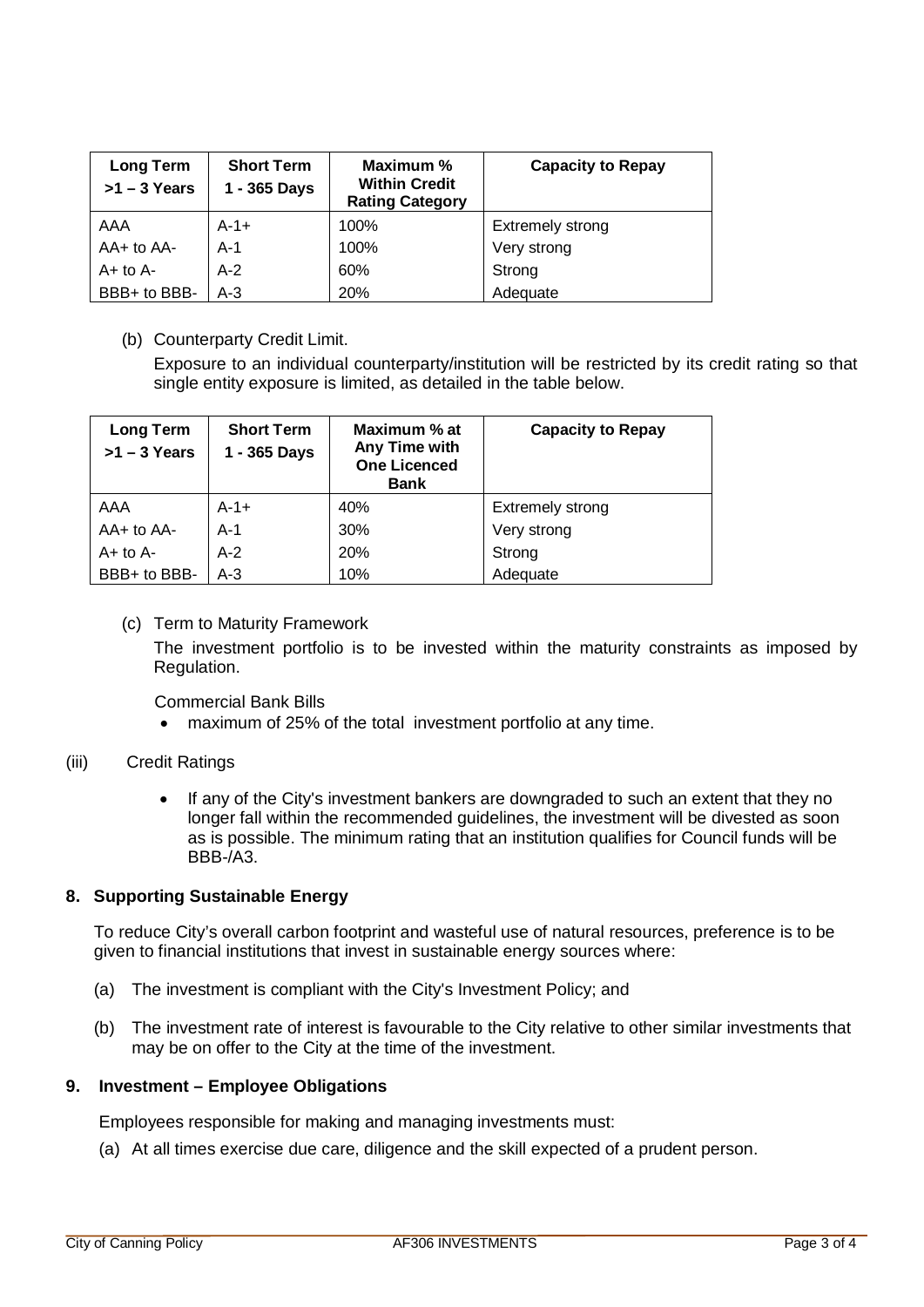| Long Term >1 – 3 Years | Short Term 1 - 365 Days | Maximum % Within Credit Rating Category | Capacity to Repay |
|---|---|---|---|
| AAA | A-1+ | 100% | Extremely strong |
| AA+ to AA- | A-1 | 100% | Very strong |
| A+ to A- | A-2 | 60% | Strong |
| BBB+ to BBB- | A-3 | 20% | Adequate |

(b) Counterparty Credit Limit.

Exposure to an individual counterparty/institution will be restricted by its credit rating so that single entity exposure is limited, as detailed in the table below.

| Long Term >1 – 3 Years | Short Term 1 - 365 Days | Maximum % at Any Time with One Licenced Bank | Capacity to Repay |
|---|---|---|---|
| AAA | A-1+ | 40% | Extremely strong |
| AA+ to AA- | A-1 | 30% | Very strong |
| A+ to A- | A-2 | 20% | Strong |
| BBB+ to BBB- | A-3 | 10% | Adequate |

(c) Term to Maturity Framework

The investment portfolio is to be invested within the maturity constraints as imposed by Regulation.

Commercial Bank Bills

- maximum of 25% of the total investment portfolio at any time.

(iii) Credit Ratings

- If any of the City's investment bankers are downgraded to such an extent that they no longer fall within the recommended guidelines, the investment will be divested as soon as is possible. The minimum rating that an institution qualifies for Council funds will be BBB-/A3.

## 8. Supporting Sustainable Energy

To reduce City's overall carbon footprint and wasteful use of natural resources, preference is to be given to financial institutions that invest in sustainable energy sources where:

(a) The investment is compliant with the City's Investment Policy; and

(b) The investment rate of interest is favourable to the City relative to other similar investments that may be on offer to the City at the time of the investment.

## 9. Investment – Employee Obligations

Employees responsible for making and managing investments must:

(a) At all times exercise due care, diligence and the skill expected of a prudent person.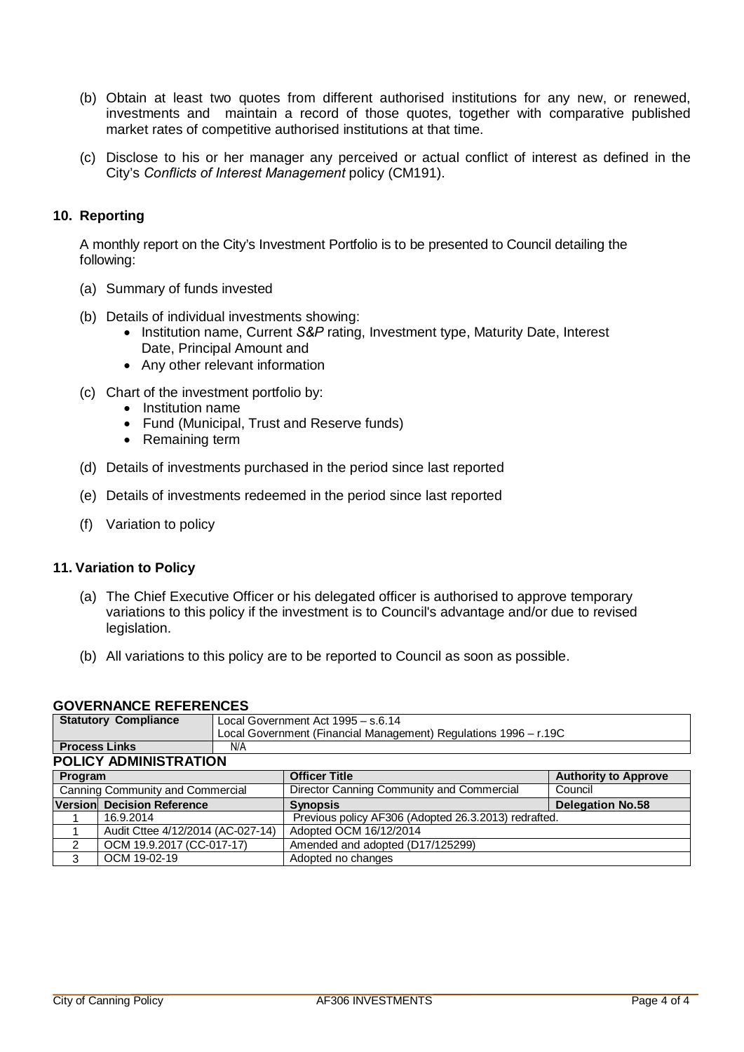(b) Obtain at least two quotes from different authorised institutions for any new, or renewed, investments and maintain a record of those quotes, together with comparative published market rates of competitive authorised institutions at that time.

(c) Disclose to his or her manager any perceived or actual conflict of interest as defined in the City's *Conflicts of Interest Management* policy (CM191).

## 10. Reporting

A monthly report on the City's Investment Portfolio is to be presented to Council detailing the following:

(a) Summary of funds invested

(b) Details of individual investments showing:
- Institution name, Current *S&P* rating, Investment type, Maturity Date, Interest Date, Principal Amount and
- Any other relevant information

(c) Chart of the investment portfolio by:
- Institution name
- Fund (Municipal, Trust and Reserve funds)
- Remaining term

(d) Details of investments purchased in the period since last reported

(e) Details of investments redeemed in the period since last reported

(f) Variation to policy

## 11. Variation to Policy

(a) The Chief Executive Officer or his delegated officer is authorised to approve temporary variations to this policy if the investment is to Council's advantage and/or due to revised legislation.

(b) All variations to this policy are to be reported to Council as soon as possible.

## GOVERNANCE REFERENCES

| | |
|---|---|
| **Statutory Compliance** | Local Government Act 1995 – s.6.14<br>Local Government (Financial Management) Regulations 1996 – r.19C |
| **Process Links** | N/A |

## POLICY ADMINISTRATION

| **Program** | | **Officer Title** | **Authority to Approve** |
|---|---|---|---|
| Canning Community and Commercial | | Director Canning Community and Commercial | Council |
| **Version** | **Decision Reference** | **Synopsis** | **Delegation No.58** |
| 1 | 16.9.2014 | Previous policy AF306 (Adopted 26.3.2013) redrafted. | |
| 1 | Audit Cttee 4/12/2014 (AC-027-14) | Adopted OCM 16/12/2014 | |
| 2 | OCM 19.9.2017 (CC-017-17) | Amended and adopted (D17/125299) | |
| 3 | OCM 19-02-19 | Adopted no changes | |